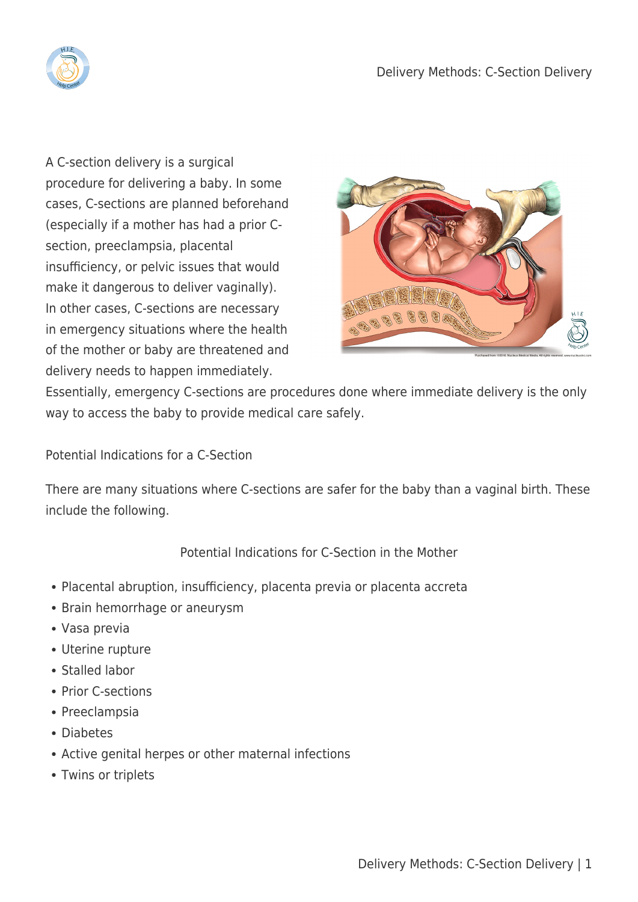A C-section delivery is a surgical procedure for delivering a baby. In some cases, C-sections are planned beforehand (especially if a mother has had a prior C-section, preeclampsia, placental insufficiency, or pelvic issues that would make it dangerous to deliver vaginally). In other cases, C-sections are necessary in emergency situations where the health of the mother or baby are threatened and delivery needs to happen immediately. Essentially, emergency C-sections are procedures done where immediate delivery is the only way to access the baby to provide medical care safely.

## Potential Indications for a C-Section

There are many situations where C-sections are safer for the baby than a vaginal birth. These include the following.

### Potential Indications for C-Section in the Mother

- Placental abruption, insufficiency, placenta previa or placenta accreta
- Brain hemorrhage or aneurysm
- Vasa previa
- Uterine rupture
- Stalled labor
- Prior C-sections
- Preeclampsia
- Diabetes
- Active genital herpes or other maternal infections
- Twins or triplets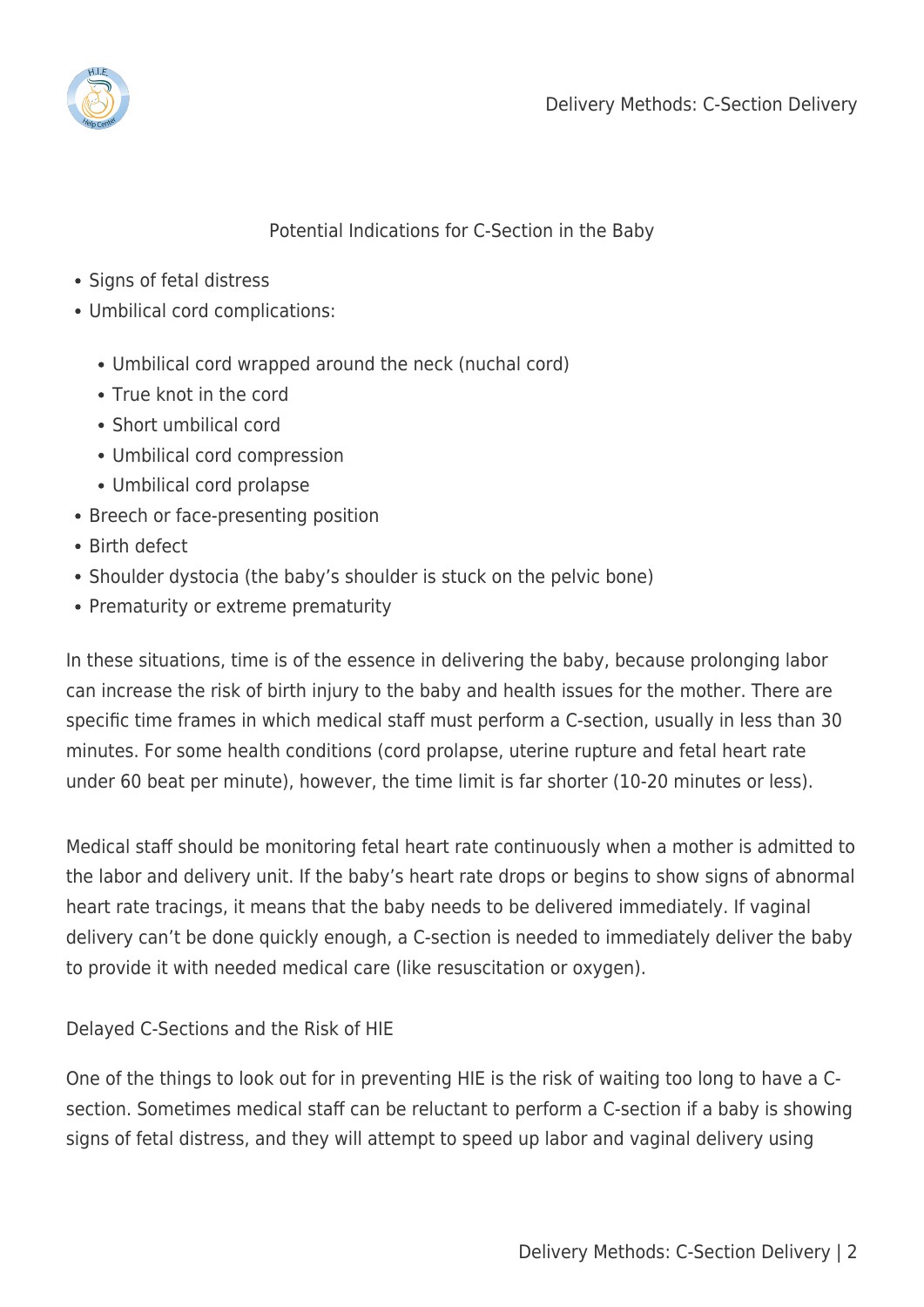## Potential Indications for C-Section in the Baby

- Signs of fetal distress
- Umbilical cord complications:
  - Umbilical cord wrapped around the neck (nuchal cord)
  - True knot in the cord
  - Short umbilical cord
  - Umbilical cord compression
  - Umbilical cord prolapse
- Breech or face-presenting position
- Birth defect
- Shoulder dystocia (the baby's shoulder is stuck on the pelvic bone)
- Prematurity or extreme prematurity

In these situations, time is of the essence in delivering the baby, because prolonging labor can increase the risk of birth injury to the baby and health issues for the mother. There are specific time frames in which medical staff must perform a C-section, usually in less than 30 minutes. For some health conditions (cord prolapse, uterine rupture and fetal heart rate under 60 beat per minute), however, the time limit is far shorter (10-20 minutes or less).

Medical staff should be monitoring fetal heart rate continuously when a mother is admitted to the labor and delivery unit. If the baby's heart rate drops or begins to show signs of abnormal heart rate tracings, it means that the baby needs to be delivered immediately. If vaginal delivery can't be done quickly enough, a C-section is needed to immediately deliver the baby to provide it with needed medical care (like resuscitation or oxygen).

## Delayed C-Sections and the Risk of HIE

One of the things to look out for in preventing HIE is the risk of waiting too long to have a C-section. Sometimes medical staff can be reluctant to perform a C-section if a baby is showing signs of fetal distress, and they will attempt to speed up labor and vaginal delivery using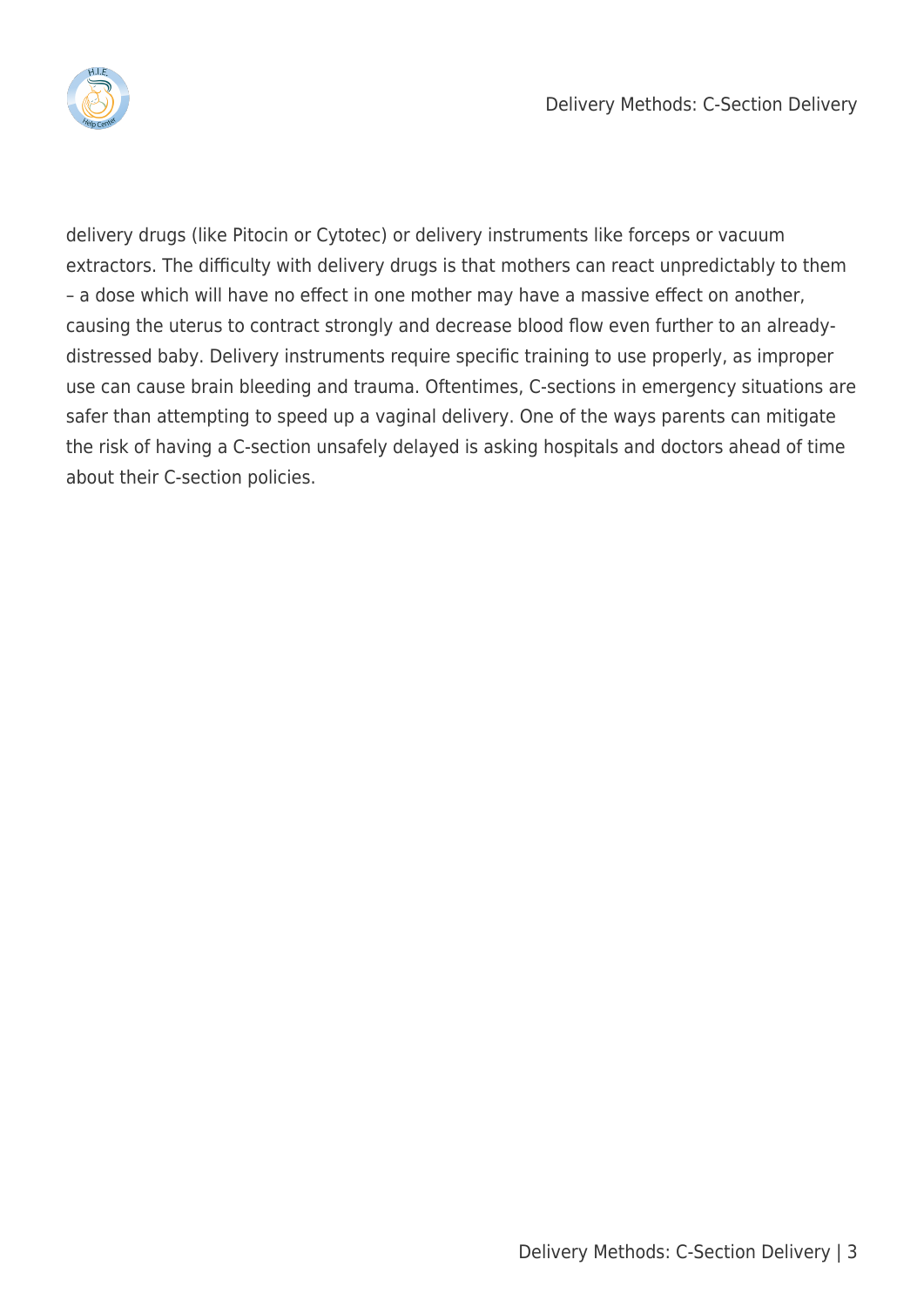delivery drugs (like Pitocin or Cytotec) or delivery instruments like forceps or vacuum extractors. The difficulty with delivery drugs is that mothers can react unpredictably to them – a dose which will have no effect in one mother may have a massive effect on another, causing the uterus to contract strongly and decrease blood flow even further to an already-distressed baby. Delivery instruments require specific training to use properly, as improper use can cause brain bleeding and trauma. Oftentimes, C-sections in emergency situations are safer than attempting to speed up a vaginal delivery. One of the ways parents can mitigate the risk of having a C-section unsafely delayed is asking hospitals and doctors ahead of time about their C-section policies.